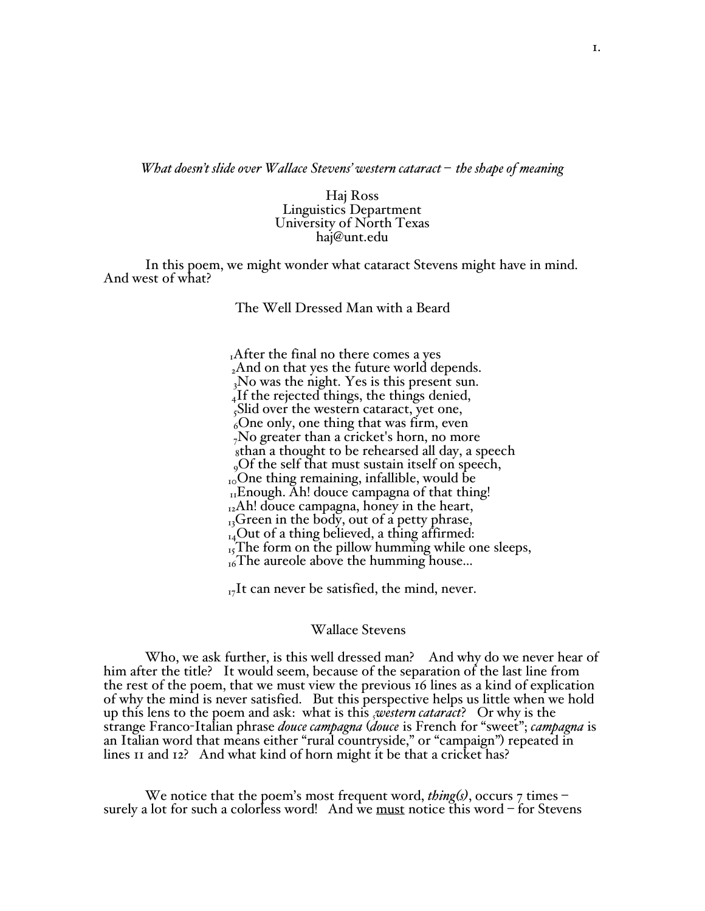*What doesn't slide over Wallace Stevens' western cataract – the shape of meaning*

Haj Ross
Linguistics Department
University of North Texas
haj@unt.edu

In this poem, we might wonder what cataract Stevens might have in mind. And west of what?

The Well Dressed Man with a Beard

[1]After the final no there comes a yes
[2]And on that yes the future world depends.
[3]No was the night. Yes is this present sun.
[4]If the rejected things, the things denied,
[5]Slid over the western cataract, yet one,
[6]One only, one thing that was firm, even
[7]No greater than a cricket's horn, no more
[8]than a thought to be rehearsed all day, a speech
[9]Of the self that must sustain itself on speech,
[10]One thing remaining, infallible, would be
[11]Enough. Ah! douce campagna of that thing!
[12]Ah! douce campagna, honey in the heart,
[13]Green in the body, out of a petty phrase,
[14]Out of a thing believed, a thing affirmed:
[15]The form on the pillow humming while one sleeps,
[16]The aureole above the humming house…

[17]It can never be satisfied, the mind, never.

Wallace Stevens

Who, we ask further, is this well dressed man? And why do we never hear of him after the title? It would seem, because of the separation of the last line from the rest of the poem, that we must view the previous 16 lines as a kind of explication of why the mind is never satisfied. But this perspective helps us little when we hold up this lens to the poem and ask: what is this [5]*western cataract*? Or why is the strange Franco-Italian phrase *douce campagna* (*douce* is French for "sweet"; *campagna* is an Italian word that means either "rural countryside," or "campaign") repeated in lines 11 and 12? And what kind of horn might it be that a cricket has?

We notice that the poem's most frequent word, *thing(s)*, occurs 7 times – surely a lot for such a colorless word! And we <u>must</u> notice this word – for Stevens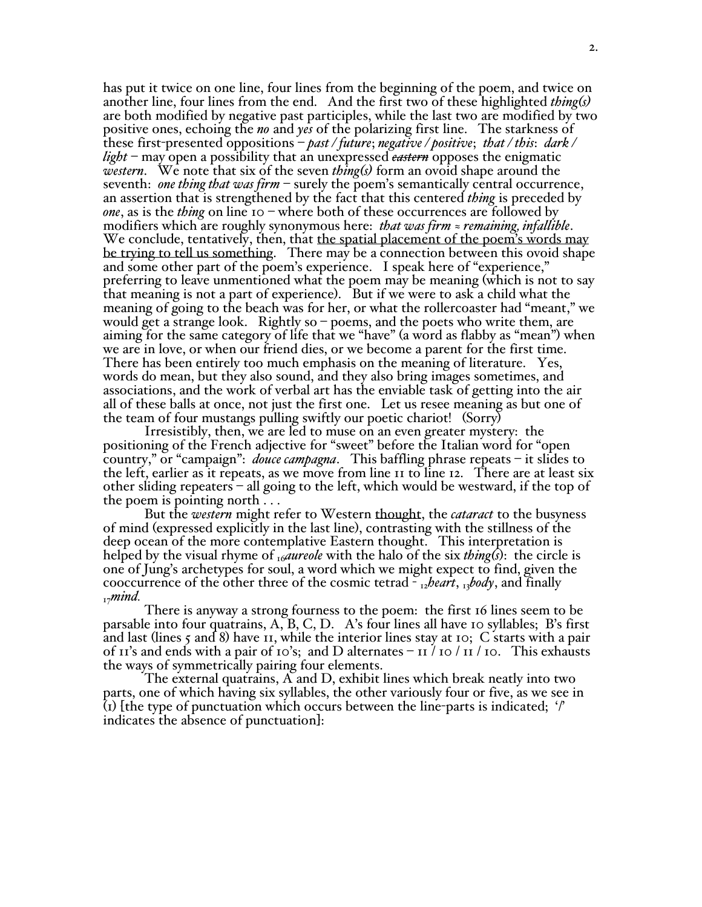has put it twice on one line, four lines from the beginning of the poem, and twice on another line, four lines from the end. And the first two of these highlighted ***thing(s)*** are both modified by negative past participles, while the last two are modified by two positive ones, echoing the ***no*** and ***yes*** of the polarizing first line. The starkness of these first-presented oppositions – ***past / future***; ***negative / positive***; ***that / this***: ***dark / light*** – may open a possibility that an unexpressed ~~***eastern***~~ opposes the enigmatic ***western***. We note that six of the seven ***thing(s)*** form an ovoid shape around the seventh: ***one thing that was firm*** – surely the poem's semantically central occurrence, an assertion that is strengthened by the fact that this centered ***thing*** is preceded by ***one***, as is the ***thing*** on line 10 – where both of these occurrences are followed by modifiers which are roughly synonymous here: ***that was firm ≈ remaining, infallible***. We conclude, tentatively, then, that <u>the spatial placement of the poem's words may be trying to tell us something</u>. There may be a connection between this ovoid shape and some other part of the poem's experience. I speak here of "experience," preferring to leave unmentioned what the poem may be meaning (which is not to say that meaning is not a part of experience). But if we were to ask a child what the meaning of going to the beach was for her, or what the rollercoaster had "meant," we would get a strange look. Rightly so – poems, and the poets who write them, are aiming for the same category of life that we "have" (a word as flabby as "mean") when we are in love, or when our friend dies, or we become a parent for the first time. There has been entirely too much emphasis on the meaning of literature. Yes, words do mean, but they also sound, and they also bring images sometimes, and associations, and the work of verbal art has the enviable task of getting into the air all of these balls at once, not just the first one. Let us resee meaning as but one of the team of four mustangs pulling swiftly our poetic chariot! (Sorry)

Irresistibly, then, we are led to muse on an even greater mystery: the positioning of the French adjective for "sweet" before the Italian word for "open country," or "campaign": ***douce campagna***. This baffling phrase repeats – it slides to the left, earlier as it repeats, as we move from line 11 to line 12. There are at least six other sliding repeaters – all going to the left, which would be westward, if the top of the poem is pointing north . . .

But the ***western*** might refer to Western <u>thought</u>, the ***cataract*** to the busyness of mind (expressed explicitly in the last line), contrasting with the stillness of the deep ocean of the more contemplative Eastern thought. This interpretation is helped by the visual rhyme of $_{16}$***aureole*** with the halo of the six ***thing(s)***: the circle is one of Jung's archetypes for soul, a word which we might expect to find, given the cooccurrence of the other three of the cosmic tetrad - $_{12}$***heart***, $_{13}$***body***, and finally $_{17}$***mind***.

There is anyway a strong fourness to the poem: the first 16 lines seem to be parsable into four quatrains, A, B, C, D. A's four lines all have 10 syllables; B's first and last (lines 5 and 8) have 11, while the interior lines stay at 10; C starts with a pair of 11's and ends with a pair of 10's; and D alternates – 11 / 10 / 11 / 10. This exhausts the ways of symmetrically pairing four elements.

The external quatrains, A and D, exhibit lines which break neatly into two parts, one of which having six syllables, the other variously four or five, as we see in (1) [the type of punctuation which occurs between the line-parts is indicated; '/' indicates the absence of punctuation]: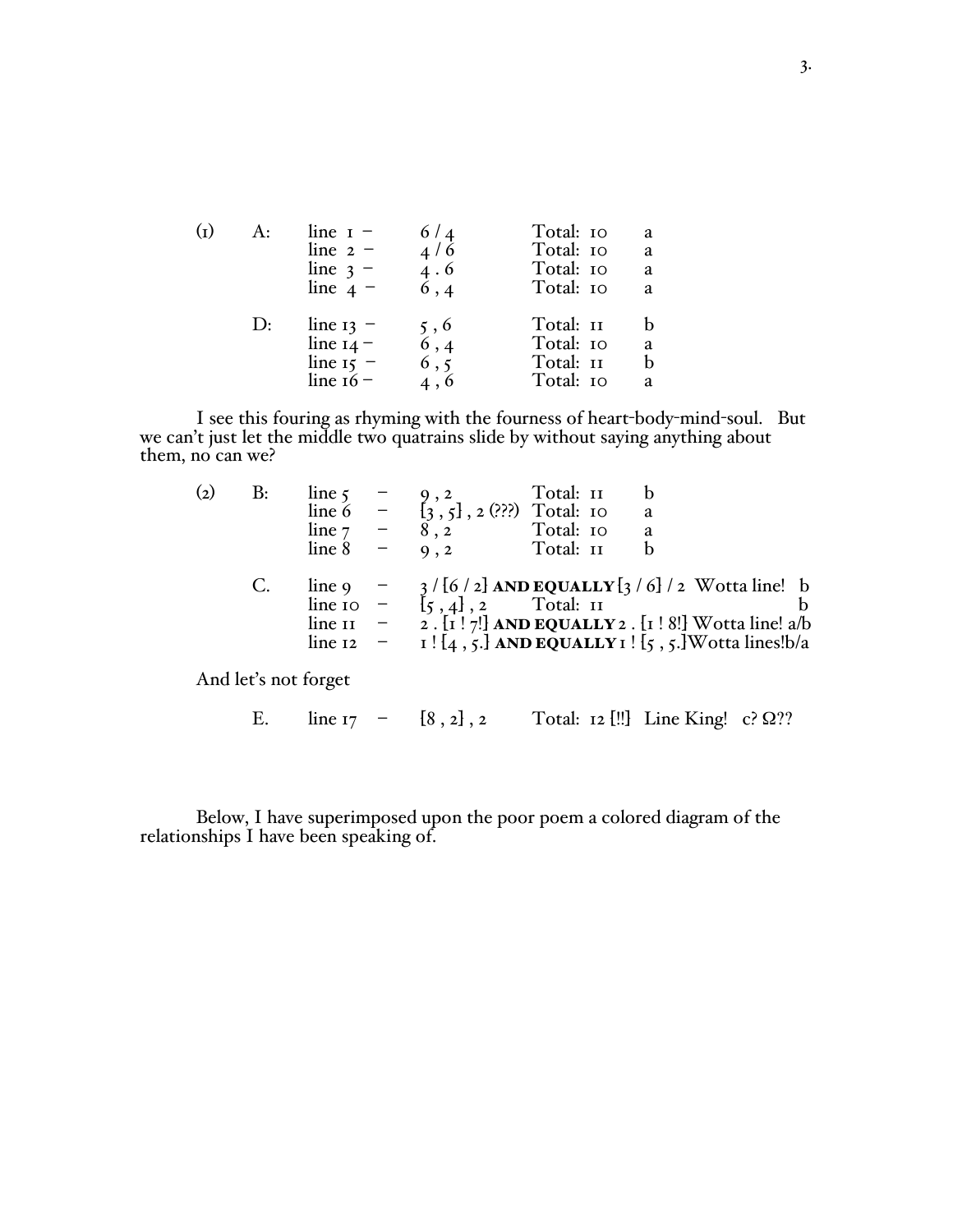(1) A: line 1 – 6 / 4 Total: 10 a
line 2 – 4 / 6 Total: 10 a
line 3 – 4 . 6 Total: 10 a
line 4 – 6 , 4 Total: 10 a

D: line 13 – 5 , 6 Total: 11 b
line 14 – 6 , 4 Total: 10 a
line 15 – 6 , 5 Total: 11 b
line 16 – 4 , 6 Total: 10 a

I see this fouring as rhyming with the fourness of heart-body-mind-soul. But we can't just let the middle two quatrains slide by without saying anything about them, no can we?

(2) B: line 5 – 9 , 2 Total: 11 b
line 6 – [3 , 5] , 2 (???) Total: 10 a
line 7 – 8 , 2 Total: 10 a
line 8 – 9 , 2 Total: 11 b

C. line 9 – 3 / [6 / 2] **AND EQUALLY** [3 / 6] / 2 Wotta line! b
line 10 – [5 , 4] , 2 Total: 11 b
line 11 – 2 . [1 ! 7!] **AND EQUALLY** 2 . [1 ! 8!] Wotta line! a/b
line 12 – 1 ! [4 , 5.] **AND EQUALLY** 1 ! [5 , 5.]Wotta lines!b/a

And let's not forget

E. line 17 – [8 , 2] , 2 Total: 12 [!!] Line King! c? Ω??

Below, I have superimposed upon the poor poem a colored diagram of the relationships I have been speaking of.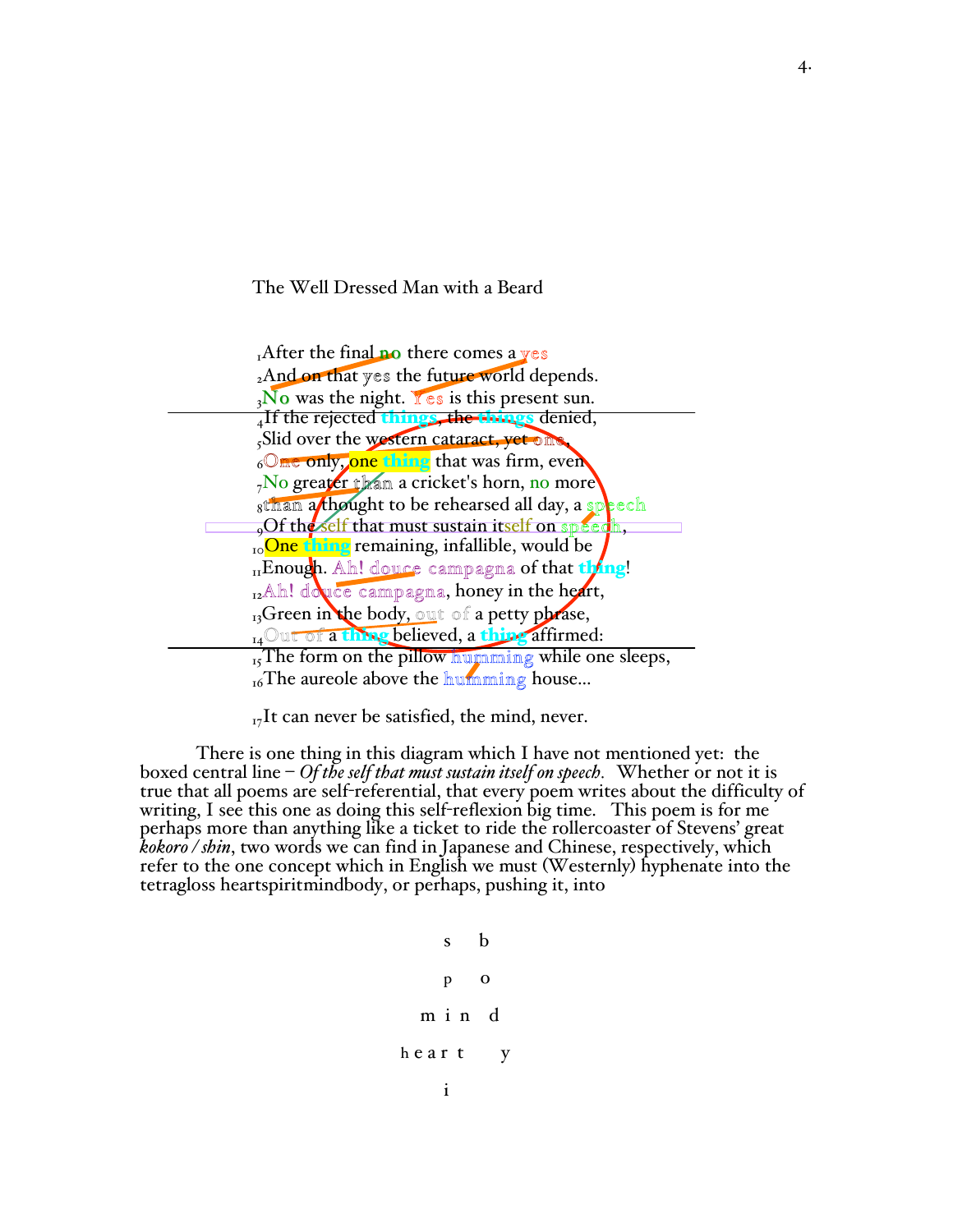The Well Dressed Man with a Beard

1After the final **no** there comes a yes  
2And on that yes the future world depends.  
3No was the night. Yes is this present sun.  
4If the rejected **things**, the **things** denied,  
5Slid over the western cataract, yet one,  
6One only, one **thing** that was firm, even  
7No greater than a cricket's horn, no more  
8than a thought to be rehearsed all day, a speech  
9Of the self that must sustain itself on speech,  
10One **thing** remaining, infallible, would be  
11Enough. Ah! douce campagna of that **thing**!  
12Ah! douce campagna, honey in the heart,  
13Green in the body, out of a petty phrase,  
14Out of a **thing** believed, a **thing** affirmed:  
15The form on the pillow humming while one sleeps,  
16The aureole above the humming house...

17It can never be satisfied, the mind, never.

There is one thing in this diagram which I have not mentioned yet: the boxed central line – *Of the self that must sustain itself on speech.* Whether or not it is true that all poems are self-referential, that every poem writes about the difficulty of writing, I see this one as doing this self-reflexion big time. This poem is for me perhaps more than anything like a ticket to ride the rollercoaster of Stevens' great *kokoro / shin*, two words we can find in Japanese and Chinese, respectively, which refer to the one concept which in English we must (Westernly) hyphenate into the tetragloss heartspiritmindbody, or perhaps, pushing it, into

```
        s   b
        p   o
      m i n d
    h e a r t   y
        i
```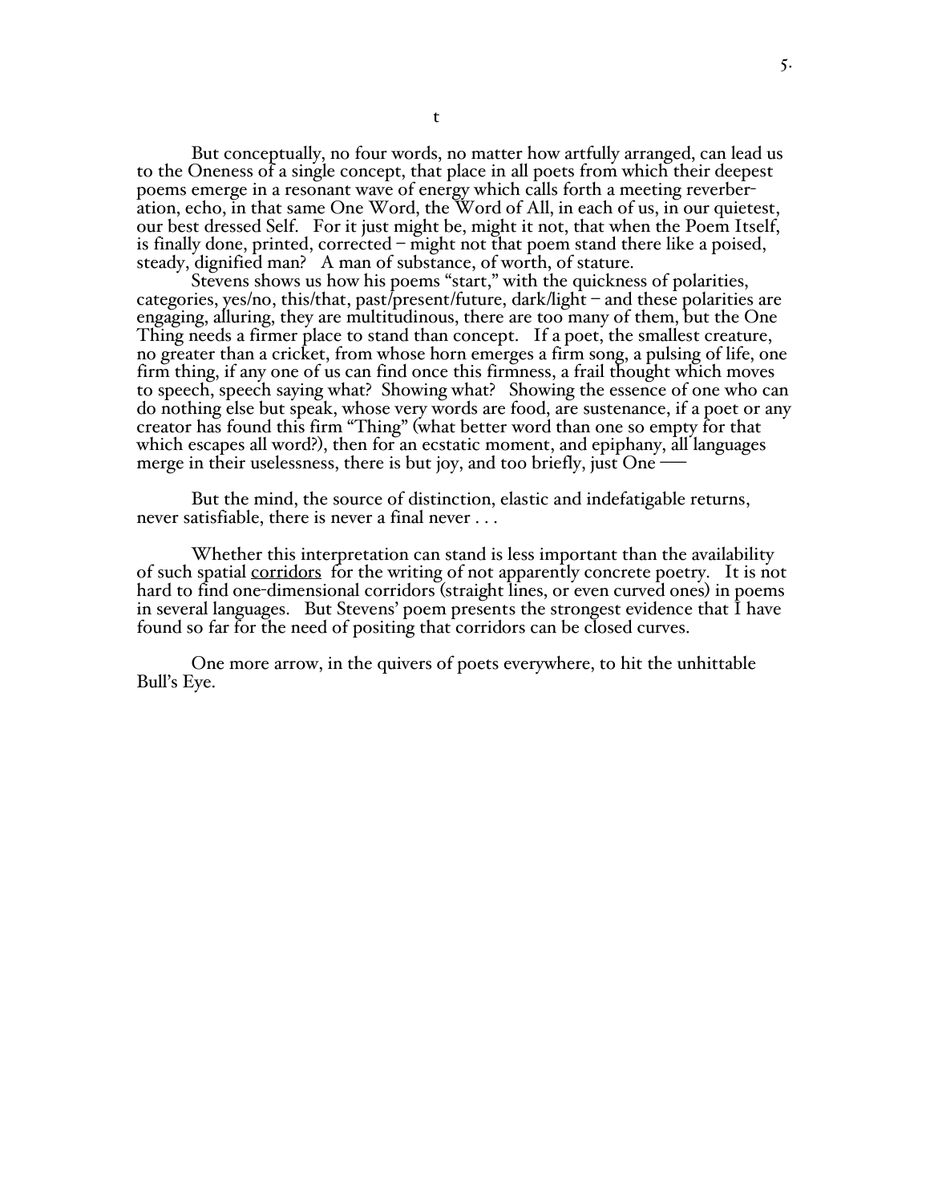t

But conceptually, no four words, no matter how artfully arranged, can lead us to the Oneness of a single concept, that place in all poets from which their deepest poems emerge in a resonant wave of energy which calls forth a meeting reverberation, echo, in that same One Word, the Word of All, in each of us, in our quietest, our best dressed Self. For it just might be, might it not, that when the Poem Itself, is finally done, printed, corrected – might not that poem stand there like a poised, steady, dignified man? A man of substance, of worth, of stature.

Stevens shows us how his poems "start," with the quickness of polarities, categories, yes/no, this/that, past/present/future, dark/light – and these polarities are engaging, alluring, they are multitudinous, there are too many of them, but the One Thing needs a firmer place to stand than concept. If a poet, the smallest creature, no greater than a cricket, from whose horn emerges a firm song, a pulsing of life, one firm thing, if any one of us can find once this firmness, a frail thought which moves to speech, speech saying what? Showing what? Showing the essence of one who can do nothing else but speak, whose very words are food, are sustenance, if a poet or any creator has found this firm "Thing" (what better word than one so empty for that which escapes all word?), then for an ecstatic moment, and epiphany, all languages merge in their uselessness, there is but joy, and too briefly, just One ––

But the mind, the source of distinction, elastic and indefatigable returns, never satisfiable, there is never a final never . . .

Whether this interpretation can stand is less important than the availability of such spatial <u>corridors</u> for the writing of not apparently concrete poetry. It is not hard to find one-dimensional corridors (straight lines, or even curved ones) in poems in several languages. But Stevens' poem presents the strongest evidence that I have found so far for the need of positing that corridors can be closed curves.

One more arrow, in the quivers of poets everywhere, to hit the unhittable Bull's Eye.